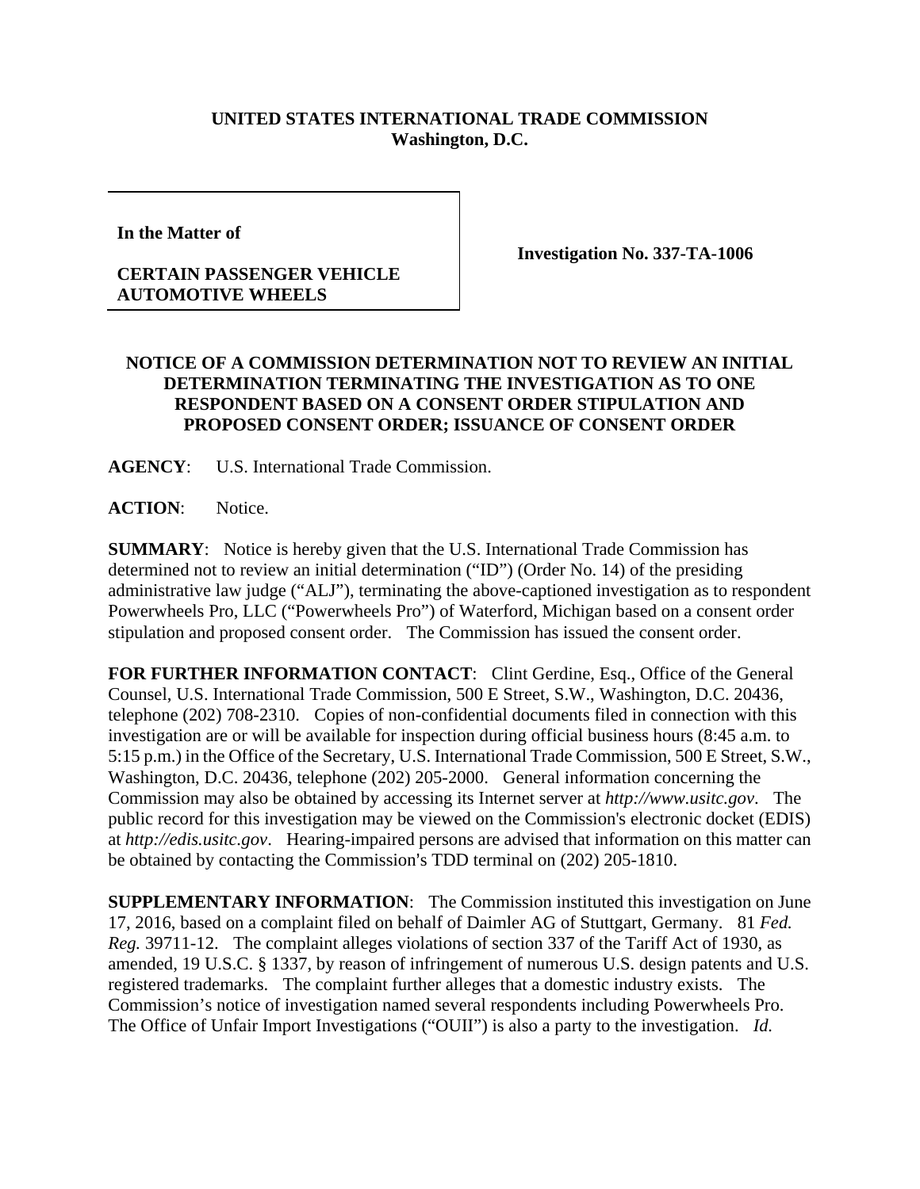**UNITED STATES INTERNATIONAL TRADE COMMISSION**
**Washington, D.C.**

| In the Matter of<br><br>**CERTAIN PASSENGER VEHICLE AUTOMOTIVE WHEELS** | **Investigation No. 337-TA-1006** |
|---|---|

**NOTICE OF A COMMISSION DETERMINATION NOT TO REVIEW AN INITIAL DETERMINATION TERMINATING THE INVESTIGATION AS TO ONE RESPONDENT BASED ON A CONSENT ORDER STIPULATION AND PROPOSED CONSENT ORDER; ISSUANCE OF CONSENT ORDER**

**AGENCY**: U.S. International Trade Commission.

**ACTION**: Notice.

**SUMMARY**: Notice is hereby given that the U.S. International Trade Commission has determined not to review an initial determination ("ID") (Order No. 14) of the presiding administrative law judge ("ALJ"), terminating the above-captioned investigation as to respondent Powerwheels Pro, LLC ("Powerwheels Pro") of Waterford, Michigan based on a consent order stipulation and proposed consent order. The Commission has issued the consent order.

**FOR FURTHER INFORMATION CONTACT**: Clint Gerdine, Esq., Office of the General Counsel, U.S. International Trade Commission, 500 E Street, S.W., Washington, D.C. 20436, telephone (202) 708-2310. Copies of non-confidential documents filed in connection with this investigation are or will be available for inspection during official business hours (8:45 a.m. to 5:15 p.m.) in the Office of the Secretary, U.S. International Trade Commission, 500 E Street, S.W., Washington, D.C. 20436, telephone (202) 205-2000. General information concerning the Commission may also be obtained by accessing its Internet server at *http://www.usitc.gov*. The public record for this investigation may be viewed on the Commission's electronic docket (EDIS) at *http://edis.usitc.gov*. Hearing-impaired persons are advised that information on this matter can be obtained by contacting the Commission's TDD terminal on (202) 205-1810.

**SUPPLEMENTARY INFORMATION**: The Commission instituted this investigation on June 17, 2016, based on a complaint filed on behalf of Daimler AG of Stuttgart, Germany. 81 *Fed. Reg.* 39711-12. The complaint alleges violations of section 337 of the Tariff Act of 1930, as amended, 19 U.S.C. § 1337, by reason of infringement of numerous U.S. design patents and U.S. registered trademarks. The complaint further alleges that a domestic industry exists. The Commission's notice of investigation named several respondents including Powerwheels Pro. The Office of Unfair Import Investigations ("OUII") is also a party to the investigation. *Id.*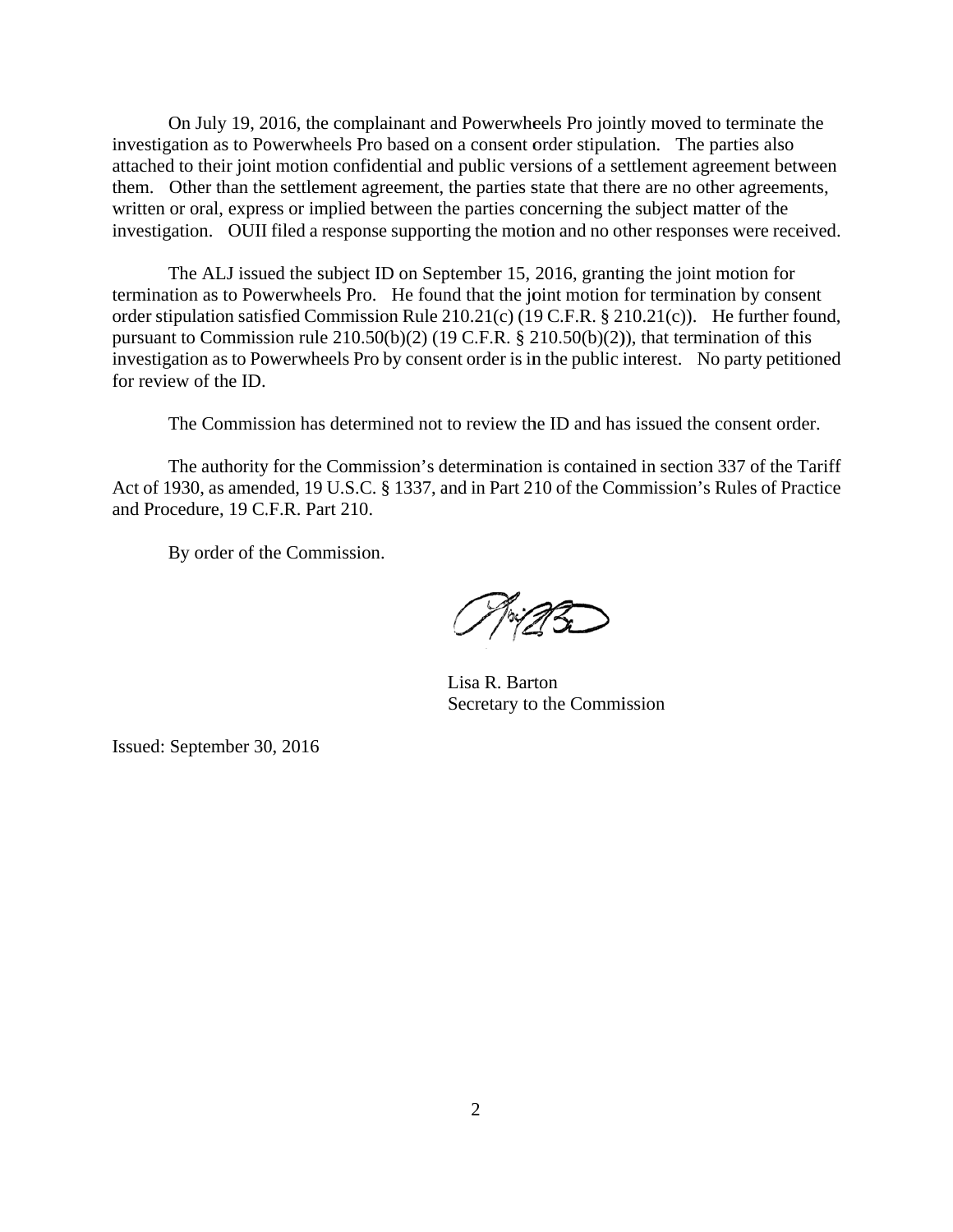On July 19, 2016, the complainant and Powerwheels Pro jointly moved to terminate the investigation as to Powerwheels Pro based on a consent order stipulation. The parties also attached to their joint motion confidential and public versions of a settlement agreement between them. Other than the settlement agreement, the parties state that there are no other agreements, written or oral, express or implied between the parties concerning the subject matter of the investigation. OUII filed a response supporting the motion and no other responses were received.

The ALJ issued the subject ID on September 15, 2016, granting the joint motion for termination as to Powerwheels Pro. He found that the joint motion for termination by consent order stipulation satisfied Commission Rule 210.21(c) (19 C.F.R. § 210.21(c)). He further found, pursuant to Commission rule 210.50(b)(2) (19 C.F.R. § 210.50(b)(2)), that termination of this investigation as to Powerwheels Pro by consent order is in the public interest. No party petitioned for review of the ID.

The Commission has determined not to review the ID and has issued the consent order.

The authority for the Commission's determination is contained in section 337 of the Tariff Act of 1930, as amended, 19 U.S.C. § 1337, and in Part 210 of the Commission's Rules of Practice and Procedure, 19 C.F.R. Part 210.

By order of the Commission.

Lisa R. Barton
Secretary to the Commission

Issued: September 30, 2016